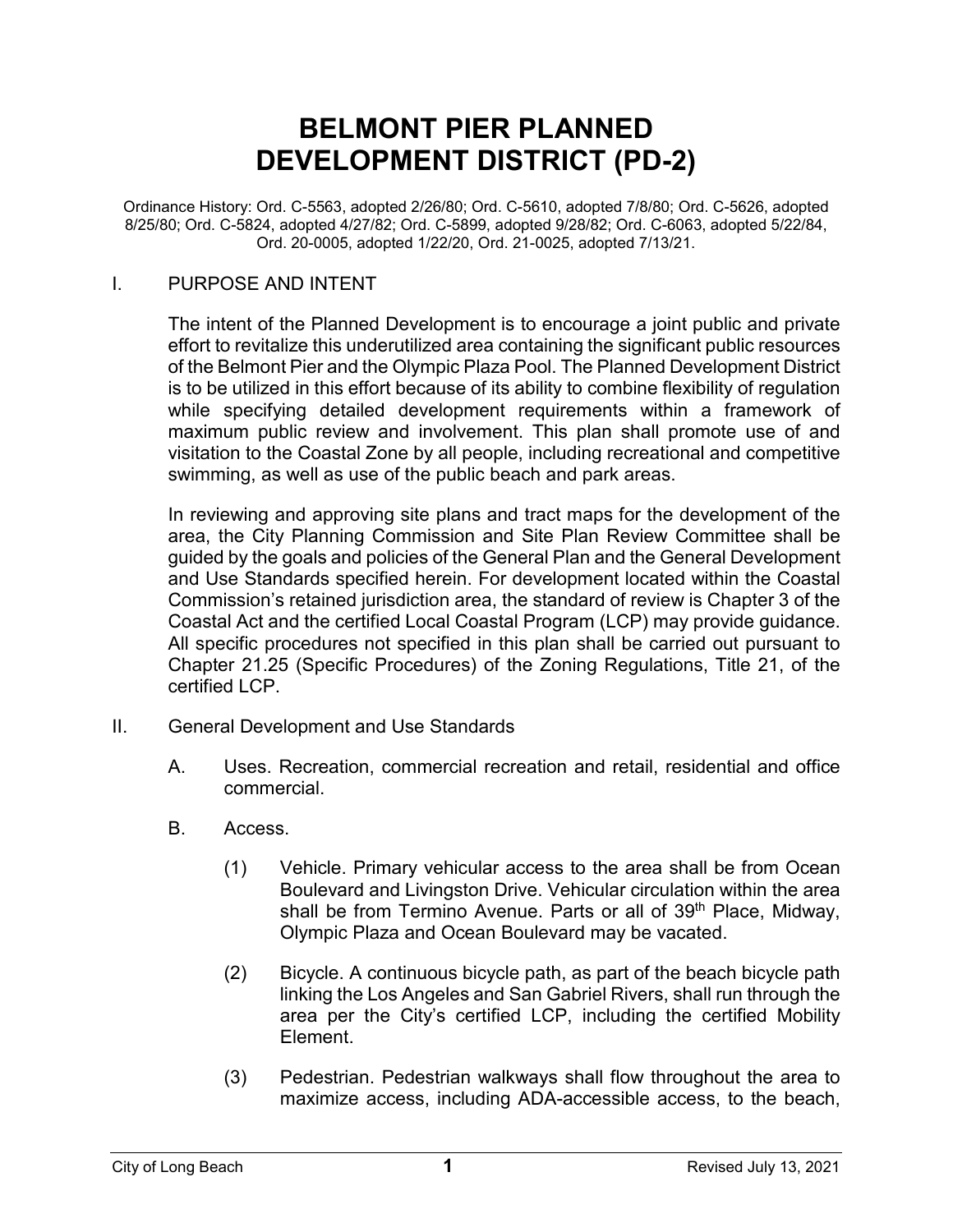# BELMONT PIER PLANNED DEVELOPMENT DISTRICT (PD-2)

Ordinance History: Ord. C-5563, adopted 2/26/80; Ord. C-5610, adopted 7/8/80; Ord. C-5626, adopted 8/25/80; Ord. C-5824, adopted 4/27/82; Ord. C-5899, adopted 9/28/82; Ord. C-6063, adopted 5/22/84, Ord. 20-0005, adopted 1/22/20, Ord. 21-0025, adopted 7/13/21.

## I. PURPOSE AND INTENT

The intent of the Planned Development is to encourage a joint public and private effort to revitalize this underutilized area containing the significant public resources of the Belmont Pier and the Olympic Plaza Pool. The Planned Development District is to be utilized in this effort because of its ability to combine flexibility of regulation while specifying detailed development requirements within a framework of maximum public review and involvement. This plan shall promote use of and visitation to the Coastal Zone by all people, including recreational and competitive swimming, as well as use of the public beach and park areas.

In reviewing and approving site plans and tract maps for the development of the area, the City Planning Commission and Site Plan Review Committee shall be guided by the goals and policies of the General Plan and the General Development and Use Standards specified herein. For development located within the Coastal Commission's retained jurisdiction area, the standard of review is Chapter 3 of the Coastal Act and the certified Local Coastal Program (LCP) may provide guidance. All specific procedures not specified in this plan shall be carried out pursuant to Chapter 21.25 (Specific Procedures) of the Zoning Regulations, Title 21, of the certified LCP.

## II. General Development and Use Standards

A. Uses. Recreation, commercial recreation and retail, residential and office commercial.

B. Access.

(1) Vehicle. Primary vehicular access to the area shall be from Ocean Boulevard and Livingston Drive. Vehicular circulation within the area shall be from Termino Avenue. Parts or all of 39th Place, Midway, Olympic Plaza and Ocean Boulevard may be vacated.

(2) Bicycle. A continuous bicycle path, as part of the beach bicycle path linking the Los Angeles and San Gabriel Rivers, shall run through the area per the City's certified LCP, including the certified Mobility Element.

(3) Pedestrian. Pedestrian walkways shall flow throughout the area to maximize access, including ADA-accessible access, to the beach,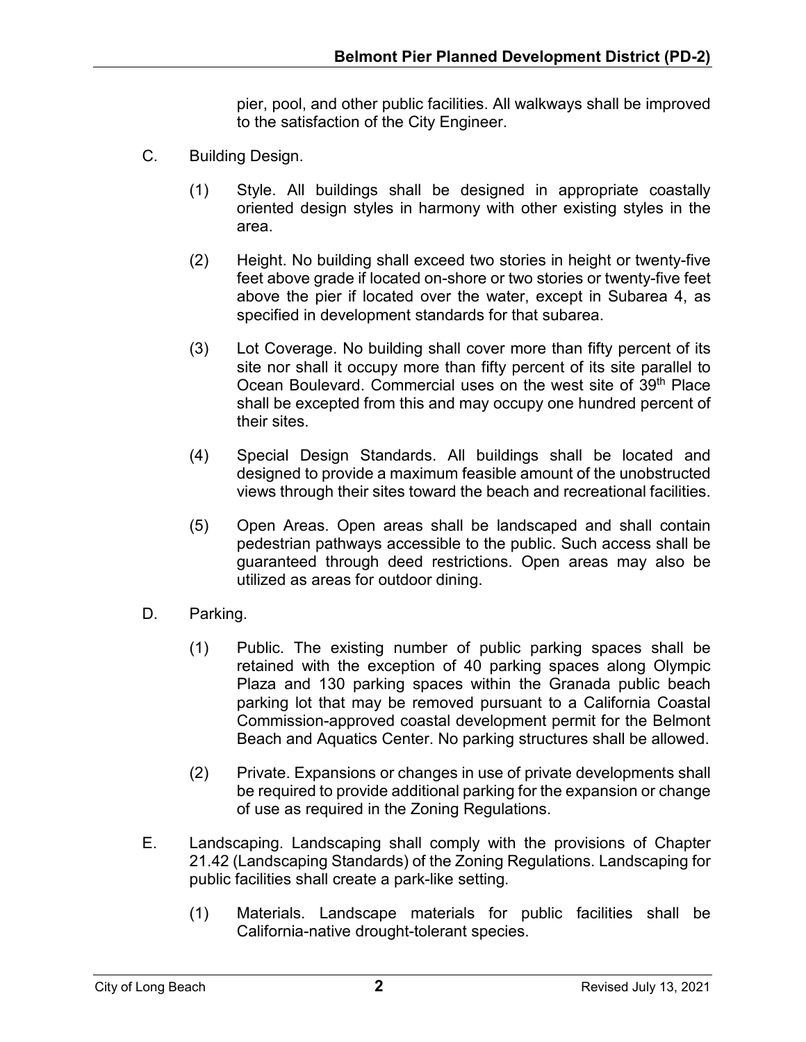pier, pool, and other public facilities. All walkways shall be improved to the satisfaction of the City Engineer.

C. Building Design.

(1) Style. All buildings shall be designed in appropriate coastally oriented design styles in harmony with other existing styles in the area.

(2) Height. No building shall exceed two stories in height or twenty-five feet above grade if located on-shore or two stories or twenty-five feet above the pier if located over the water, except in Subarea 4, as specified in development standards for that subarea.

(3) Lot Coverage. No building shall cover more than fifty percent of its site nor shall it occupy more than fifty percent of its site parallel to Ocean Boulevard. Commercial uses on the west site of 39th Place shall be excepted from this and may occupy one hundred percent of their sites.

(4) Special Design Standards. All buildings shall be located and designed to provide a maximum feasible amount of the unobstructed views through their sites toward the beach and recreational facilities.

(5) Open Areas. Open areas shall be landscaped and shall contain pedestrian pathways accessible to the public. Such access shall be guaranteed through deed restrictions. Open areas may also be utilized as areas for outdoor dining.

D. Parking.

(1) Public. The existing number of public parking spaces shall be retained with the exception of 40 parking spaces along Olympic Plaza and 130 parking spaces within the Granada public beach parking lot that may be removed pursuant to a California Coastal Commission-approved coastal development permit for the Belmont Beach and Aquatics Center. No parking structures shall be allowed.

(2) Private. Expansions or changes in use of private developments shall be required to provide additional parking for the expansion or change of use as required in the Zoning Regulations.

E. Landscaping. Landscaping shall comply with the provisions of Chapter 21.42 (Landscaping Standards) of the Zoning Regulations. Landscaping for public facilities shall create a park-like setting.

(1) Materials. Landscape materials for public facilities shall be California-native drought-tolerant species.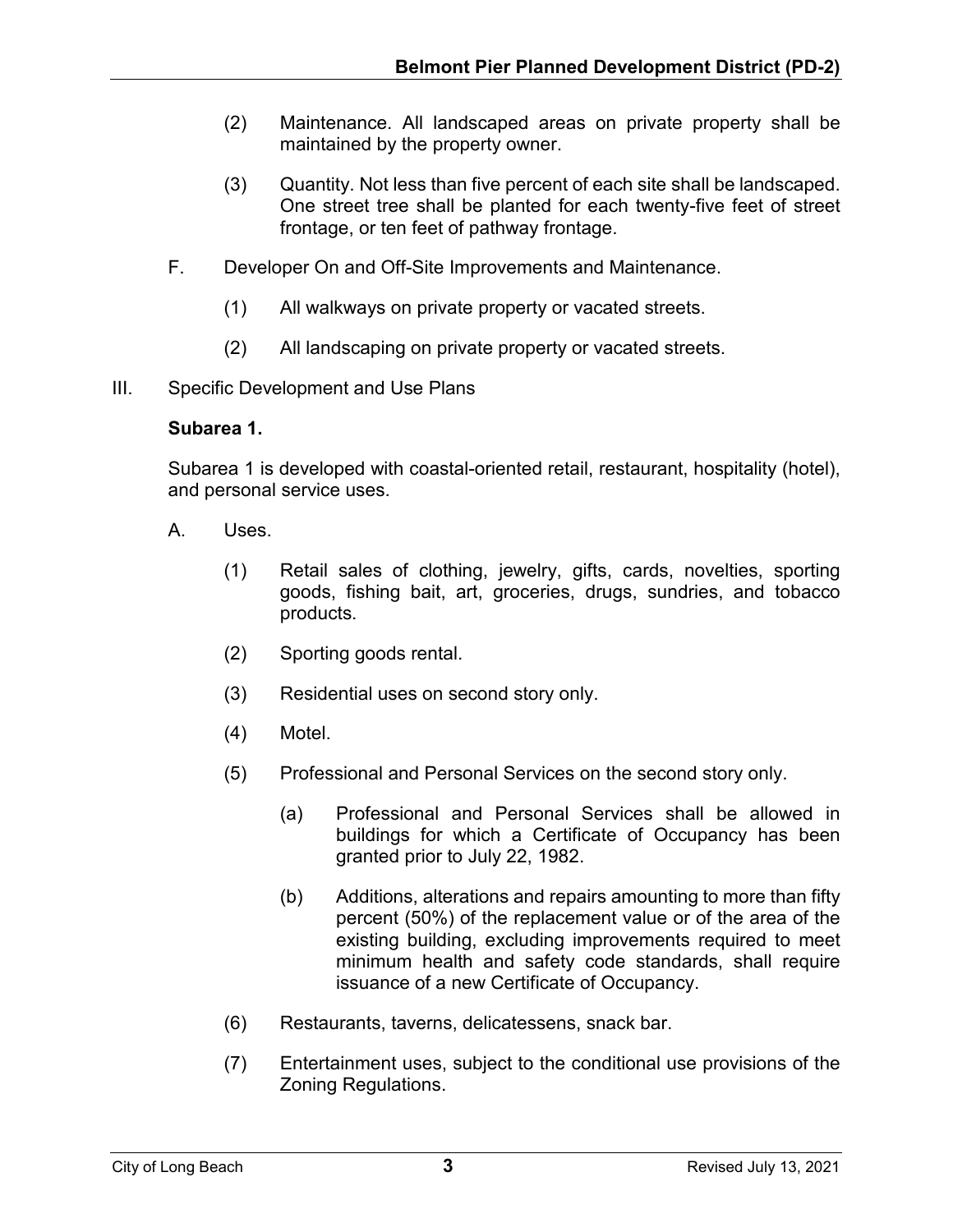(2) Maintenance. All landscaped areas on private property shall be maintained by the property owner.

(3) Quantity. Not less than five percent of each site shall be landscaped. One street tree shall be planted for each twenty-five feet of street frontage, or ten feet of pathway frontage.

F. Developer On and Off-Site Improvements and Maintenance.

(1) All walkways on private property or vacated streets.

(2) All landscaping on private property or vacated streets.

III. Specific Development and Use Plans

**Subarea 1.**

Subarea 1 is developed with coastal-oriented retail, restaurant, hospitality (hotel), and personal service uses.

A. Uses.

(1) Retail sales of clothing, jewelry, gifts, cards, novelties, sporting goods, fishing bait, art, groceries, drugs, sundries, and tobacco products.

(2) Sporting goods rental.

(3) Residential uses on second story only.

(4) Motel.

(5) Professional and Personal Services on the second story only.

(a) Professional and Personal Services shall be allowed in buildings for which a Certificate of Occupancy has been granted prior to July 22, 1982.

(b) Additions, alterations and repairs amounting to more than fifty percent (50%) of the replacement value or of the area of the existing building, excluding improvements required to meet minimum health and safety code standards, shall require issuance of a new Certificate of Occupancy.

(6) Restaurants, taverns, delicatessens, snack bar.

(7) Entertainment uses, subject to the conditional use provisions of the Zoning Regulations.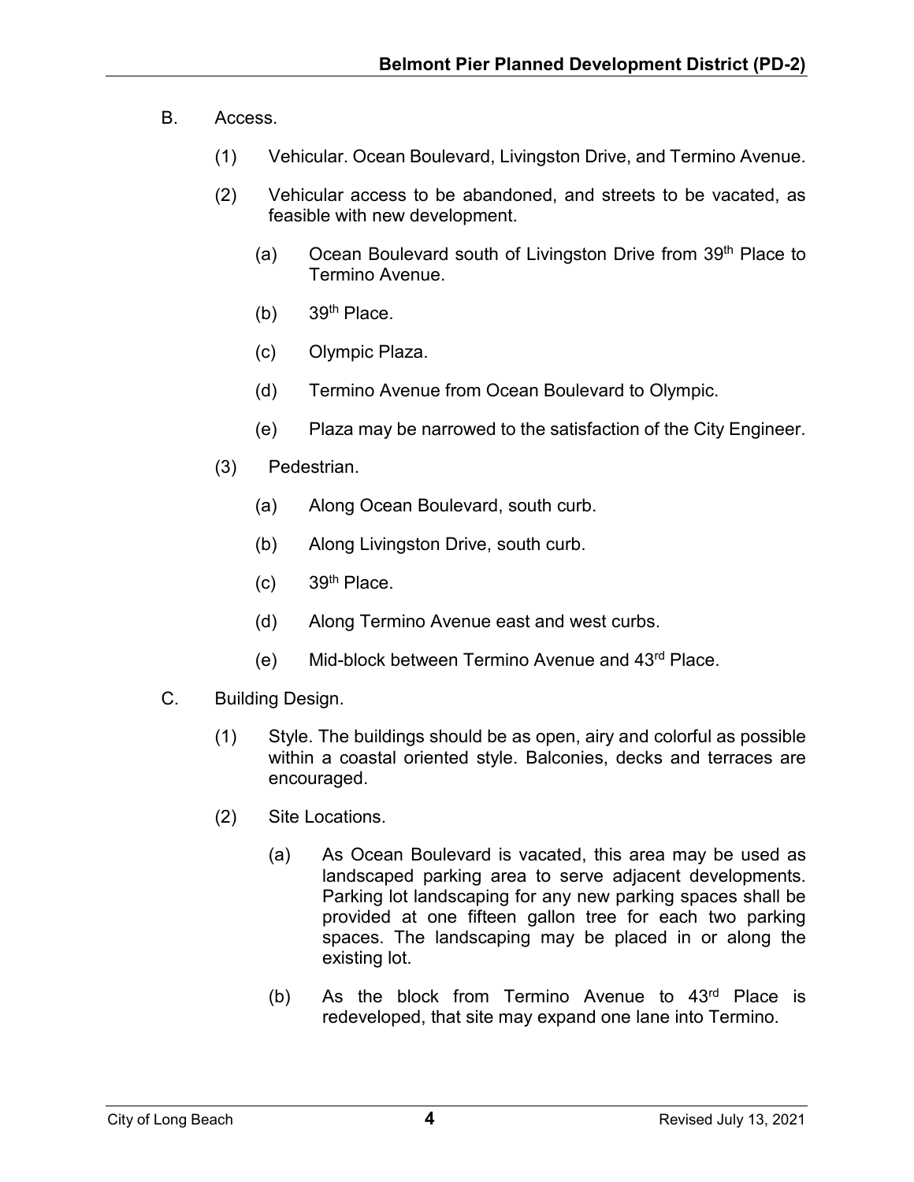B. Access.

(1) Vehicular. Ocean Boulevard, Livingston Drive, and Termino Avenue.

(2) Vehicular access to be abandoned, and streets to be vacated, as feasible with new development.

(a) Ocean Boulevard south of Livingston Drive from 39th Place to Termino Avenue.

(b) 39th Place.

(c) Olympic Plaza.

(d) Termino Avenue from Ocean Boulevard to Olympic.

(e) Plaza may be narrowed to the satisfaction of the City Engineer.

(3) Pedestrian.

(a) Along Ocean Boulevard, south curb.

(b) Along Livingston Drive, south curb.

(c) 39th Place.

(d) Along Termino Avenue east and west curbs.

(e) Mid-block between Termino Avenue and 43rd Place.

C. Building Design.

(1) Style. The buildings should be as open, airy and colorful as possible within a coastal oriented style. Balconies, decks and terraces are encouraged.

(2) Site Locations.

(a) As Ocean Boulevard is vacated, this area may be used as landscaped parking area to serve adjacent developments. Parking lot landscaping for any new parking spaces shall be provided at one fifteen gallon tree for each two parking spaces. The landscaping may be placed in or along the existing lot.

(b) As the block from Termino Avenue to 43rd Place is redeveloped, that site may expand one lane into Termino.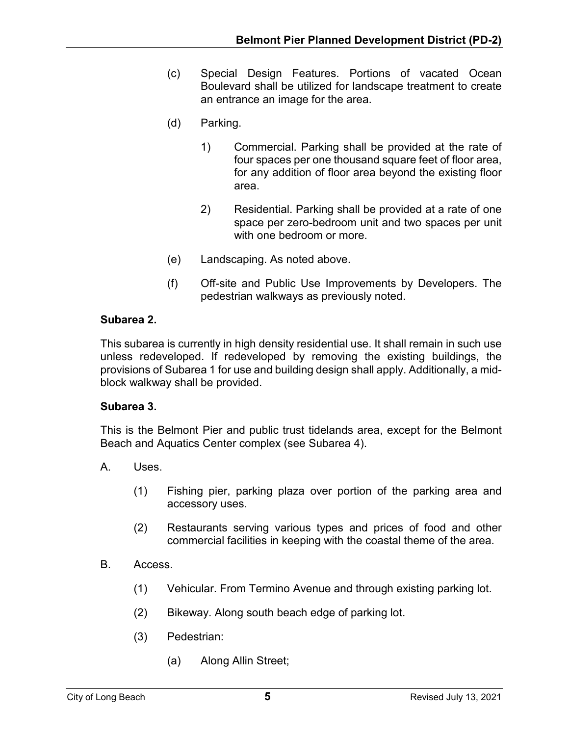(c) Special Design Features. Portions of vacated Ocean Boulevard shall be utilized for landscape treatment to create an entrance an image for the area.

(d) Parking.

1) Commercial. Parking shall be provided at the rate of four spaces per one thousand square feet of floor area, for any addition of floor area beyond the existing floor area.

2) Residential. Parking shall be provided at a rate of one space per zero-bedroom unit and two spaces per unit with one bedroom or more.

(e) Landscaping. As noted above.

(f) Off-site and Public Use Improvements by Developers. The pedestrian walkways as previously noted.

**Subarea 2.**

This subarea is currently in high density residential use. It shall remain in such use unless redeveloped. If redeveloped by removing the existing buildings, the provisions of Subarea 1 for use and building design shall apply. Additionally, a mid-block walkway shall be provided.

**Subarea 3.**

This is the Belmont Pier and public trust tidelands area, except for the Belmont Beach and Aquatics Center complex (see Subarea 4).

A. Uses.

(1) Fishing pier, parking plaza over portion of the parking area and accessory uses.

(2) Restaurants serving various types and prices of food and other commercial facilities in keeping with the coastal theme of the area.

B. Access.

(1) Vehicular. From Termino Avenue and through existing parking lot.

(2) Bikeway. Along south beach edge of parking lot.

(3) Pedestrian:

(a) Along Allin Street;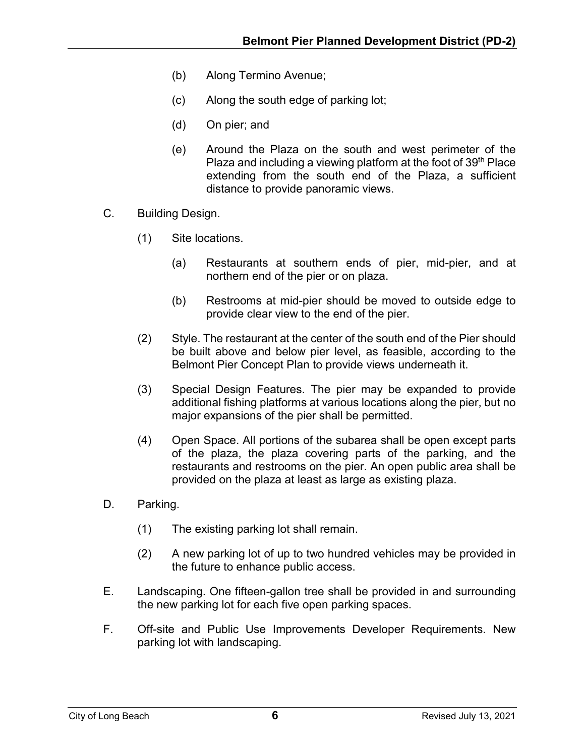(b) Along Termino Avenue;

(c) Along the south edge of parking lot;

(d) On pier; and

(e) Around the Plaza on the south and west perimeter of the Plaza and including a viewing platform at the foot of 39th Place extending from the south end of the Plaza, a sufficient distance to provide panoramic views.

C. Building Design.

(1) Site locations.

(a) Restaurants at southern ends of pier, mid-pier, and at northern end of the pier or on plaza.

(b) Restrooms at mid-pier should be moved to outside edge to provide clear view to the end of the pier.

(2) Style. The restaurant at the center of the south end of the Pier should be built above and below pier level, as feasible, according to the Belmont Pier Concept Plan to provide views underneath it.

(3) Special Design Features. The pier may be expanded to provide additional fishing platforms at various locations along the pier, but no major expansions of the pier shall be permitted.

(4) Open Space. All portions of the subarea shall be open except parts of the plaza, the plaza covering parts of the parking, and the restaurants and restrooms on the pier. An open public area shall be provided on the plaza at least as large as existing plaza.

D. Parking.

(1) The existing parking lot shall remain.

(2) A new parking lot of up to two hundred vehicles may be provided in the future to enhance public access.

E. Landscaping. One fifteen-gallon tree shall be provided in and surrounding the new parking lot for each five open parking spaces.

F. Off-site and Public Use Improvements Developer Requirements. New parking lot with landscaping.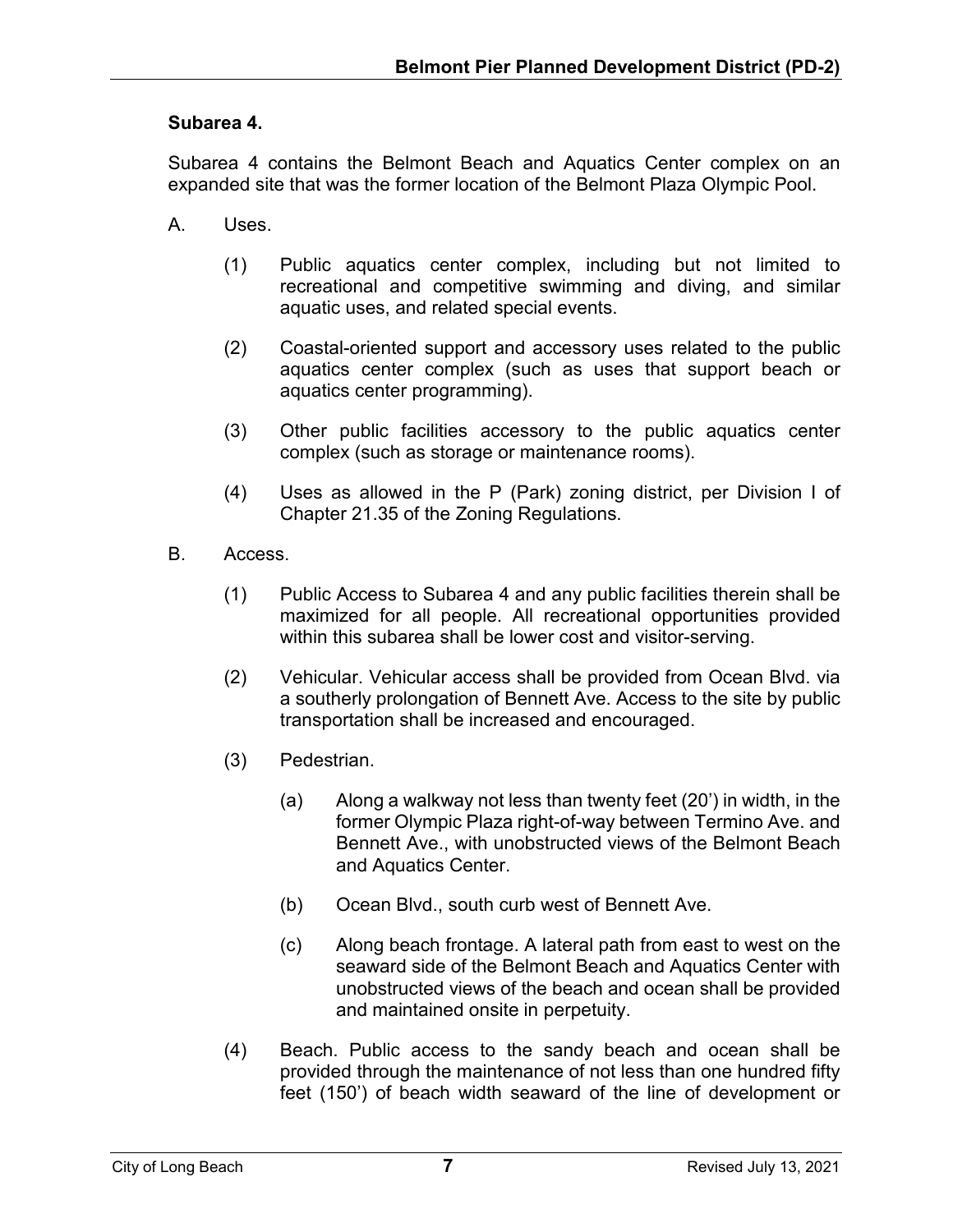**Subarea 4.**

Subarea 4 contains the Belmont Beach and Aquatics Center complex on an expanded site that was the former location of the Belmont Plaza Olympic Pool.

A. Uses.

   (1) Public aquatics center complex, including but not limited to recreational and competitive swimming and diving, and similar aquatic uses, and related special events.

   (2) Coastal-oriented support and accessory uses related to the public aquatics center complex (such as uses that support beach or aquatics center programming).

   (3) Other public facilities accessory to the public aquatics center complex (such as storage or maintenance rooms).

   (4) Uses as allowed in the P (Park) zoning district, per Division I of Chapter 21.35 of the Zoning Regulations.

B. Access.

   (1) Public Access to Subarea 4 and any public facilities therein shall be maximized for all people. All recreational opportunities provided within this subarea shall be lower cost and visitor-serving.

   (2) Vehicular. Vehicular access shall be provided from Ocean Blvd. via a southerly prolongation of Bennett Ave. Access to the site by public transportation shall be increased and encouraged.

   (3) Pedestrian.

      (a) Along a walkway not less than twenty feet (20') in width, in the former Olympic Plaza right-of-way between Termino Ave. and Bennett Ave., with unobstructed views of the Belmont Beach and Aquatics Center.

      (b) Ocean Blvd., south curb west of Bennett Ave.

      (c) Along beach frontage. A lateral path from east to west on the seaward side of the Belmont Beach and Aquatics Center with unobstructed views of the beach and ocean shall be provided and maintained onsite in perpetuity.

   (4) Beach. Public access to the sandy beach and ocean shall be provided through the maintenance of not less than one hundred fifty feet (150') of beach width seaward of the line of development or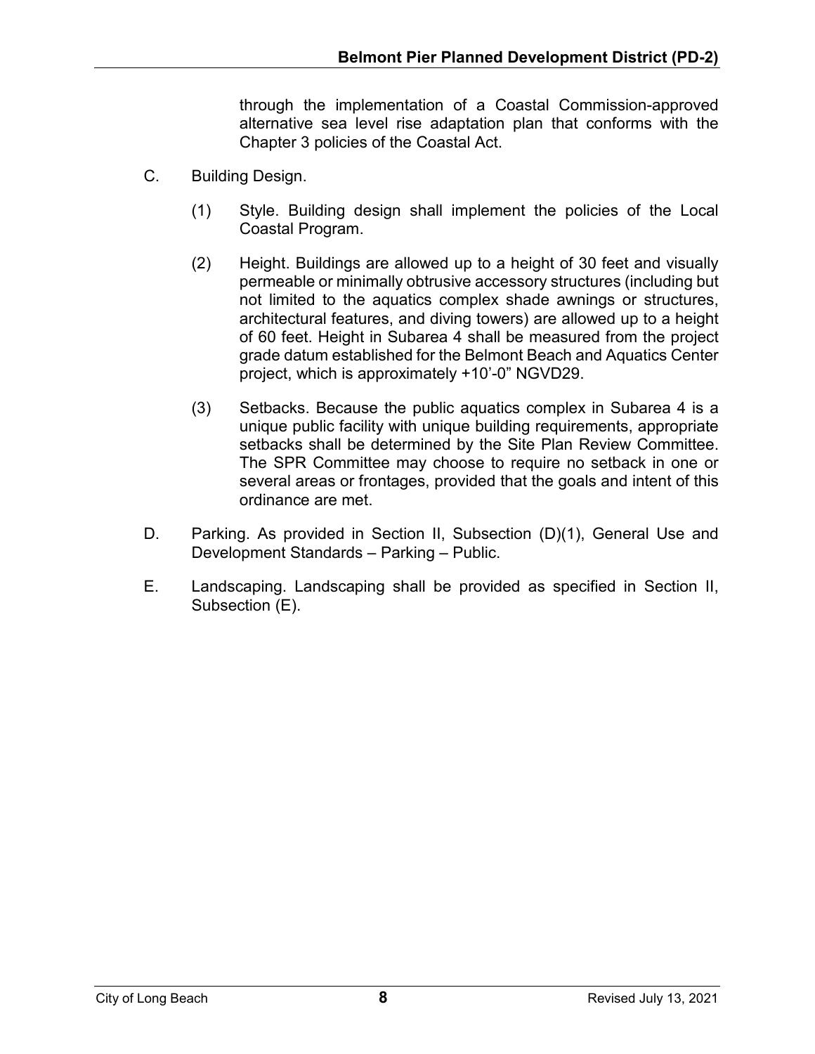through the implementation of a Coastal Commission-approved alternative sea level rise adaptation plan that conforms with the Chapter 3 policies of the Coastal Act.

C. Building Design.

   (1) Style. Building design shall implement the policies of the Local Coastal Program.

   (2) Height. Buildings are allowed up to a height of 30 feet and visually permeable or minimally obtrusive accessory structures (including but not limited to the aquatics complex shade awnings or structures, architectural features, and diving towers) are allowed up to a height of 60 feet. Height in Subarea 4 shall be measured from the project grade datum established for the Belmont Beach and Aquatics Center project, which is approximately +10'-0" NGVD29.

   (3) Setbacks. Because the public aquatics complex in Subarea 4 is a unique public facility with unique building requirements, appropriate setbacks shall be determined by the Site Plan Review Committee. The SPR Committee may choose to require no setback in one or several areas or frontages, provided that the goals and intent of this ordinance are met.

D. Parking. As provided in Section II, Subsection (D)(1), General Use and Development Standards – Parking – Public.

E. Landscaping. Landscaping shall be provided as specified in Section II, Subsection (E).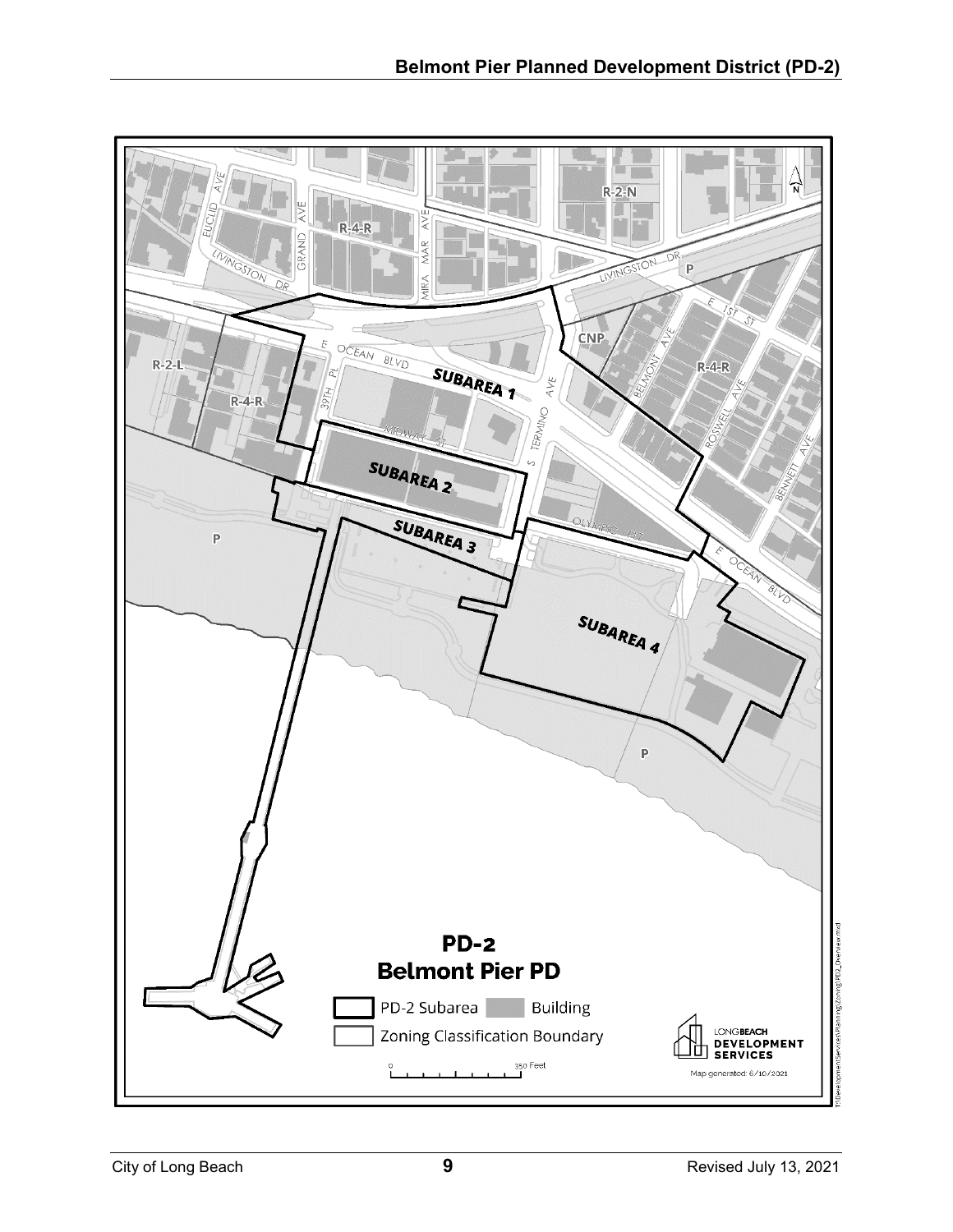SUBAREA 1

SUBAREA 2

SUBAREA 3

SUBAREA 4

R-2-N

R-4-R

R-2-L

R-4-R

CNP

R-4-R

P

P

P

EUCLID AVE

GRAND AVE

MIRA MAR AVE

LIVINGSTON DR

LIVINGSTON DR

E OCEAN BLVD

39TH PL

MIDWAY ST

S TERMINO AVE

OLYMPIC PLZ

E 1ST ST

BELMONT AVE

ROSWELL AVE

BENNETT AVE

E OCEAN BLVD

N

**PD-2**
**Belmont Pier PD**

PD-2 Subarea

Building

Zoning Classification Boundary

0 350 Feet

LONGBEACH DEVELOPMENT SERVICES

Map generated: 6/10/2021